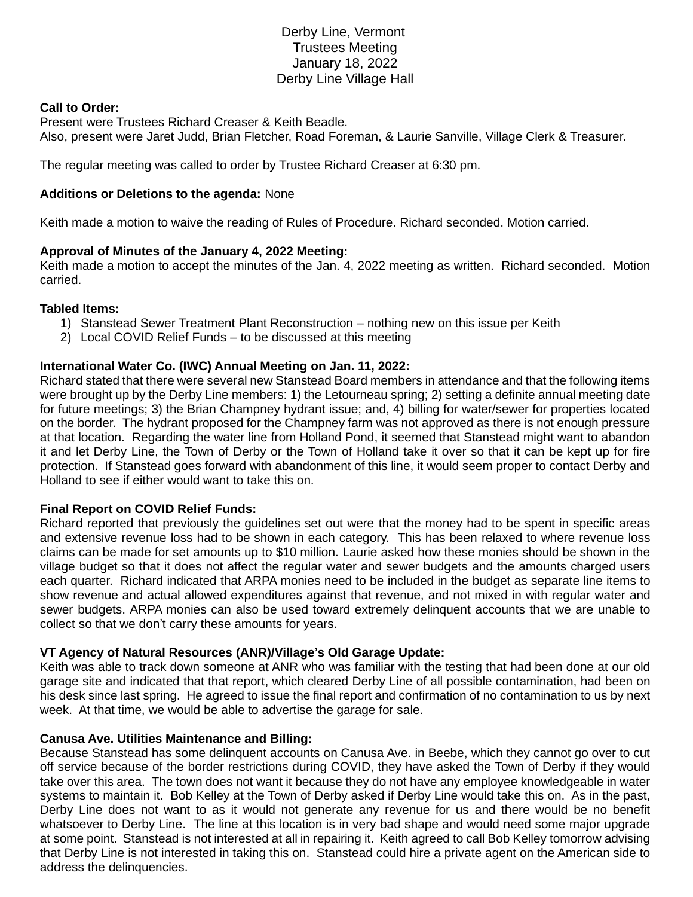# Derby Line, Vermont
## Trustees Meeting
## January 18, 2022
## Derby Line Village Hall

**Call to Order:**
Present were Trustees Richard Creaser & Keith Beadle.
Also, present were Jaret Judd, Brian Fletcher, Road Foreman, & Laurie Sanville, Village Clerk & Treasurer.

The regular meeting was called to order by Trustee Richard Creaser at 6:30 pm.

**Additions or Deletions to the agenda:** None

Keith made a motion to waive the reading of Rules of Procedure. Richard seconded. Motion carried.

**Approval of Minutes of the January 4, 2022 Meeting:**
Keith made a motion to accept the minutes of the Jan. 4, 2022 meeting as written. Richard seconded. Motion carried.

**Tabled Items:**
1) Stanstead Sewer Treatment Plant Reconstruction – nothing new on this issue per Keith
2) Local COVID Relief Funds – to be discussed at this meeting

**International Water Co. (IWC) Annual Meeting on Jan. 11, 2022:**
Richard stated that there were several new Stanstead Board members in attendance and that the following items were brought up by the Derby Line members: 1) the Letourneau spring; 2) setting a definite annual meeting date for future meetings; 3) the Brian Champney hydrant issue; and, 4) billing for water/sewer for properties located on the border. The hydrant proposed for the Champney farm was not approved as there is not enough pressure at that location. Regarding the water line from Holland Pond, it seemed that Stanstead might want to abandon it and let Derby Line, the Town of Derby or the Town of Holland take it over so that it can be kept up for fire protection. If Stanstead goes forward with abandonment of this line, it would seem proper to contact Derby and Holland to see if either would want to take this on.

**Final Report on COVID Relief Funds:**
Richard reported that previously the guidelines set out were that the money had to be spent in specific areas and extensive revenue loss had to be shown in each category. This has been relaxed to where revenue loss claims can be made for set amounts up to $10 million. Laurie asked how these monies should be shown in the village budget so that it does not affect the regular water and sewer budgets and the amounts charged users each quarter. Richard indicated that ARPA monies need to be included in the budget as separate line items to show revenue and actual allowed expenditures against that revenue, and not mixed in with regular water and sewer budgets. ARPA monies can also be used toward extremely delinquent accounts that we are unable to collect so that we don't carry these amounts for years.

**VT Agency of Natural Resources (ANR)/Village's Old Garage Update:**
Keith was able to track down someone at ANR who was familiar with the testing that had been done at our old garage site and indicated that that report, which cleared Derby Line of all possible contamination, had been on his desk since last spring. He agreed to issue the final report and confirmation of no contamination to us by next week. At that time, we would be able to advertise the garage for sale.

**Canusa Ave. Utilities Maintenance and Billing:**
Because Stanstead has some delinquent accounts on Canusa Ave. in Beebe, which they cannot go over to cut off service because of the border restrictions during COVID, they have asked the Town of Derby if they would take over this area. The town does not want it because they do not have any employee knowledgeable in water systems to maintain it. Bob Kelley at the Town of Derby asked if Derby Line would take this on. As in the past, Derby Line does not want to as it would not generate any revenue for us and there would be no benefit whatsoever to Derby Line. The line at this location is in very bad shape and would need some major upgrade at some point. Stanstead is not interested at all in repairing it. Keith agreed to call Bob Kelley tomorrow advising that Derby Line is not interested in taking this on. Stanstead could hire a private agent on the American side to address the delinquencies.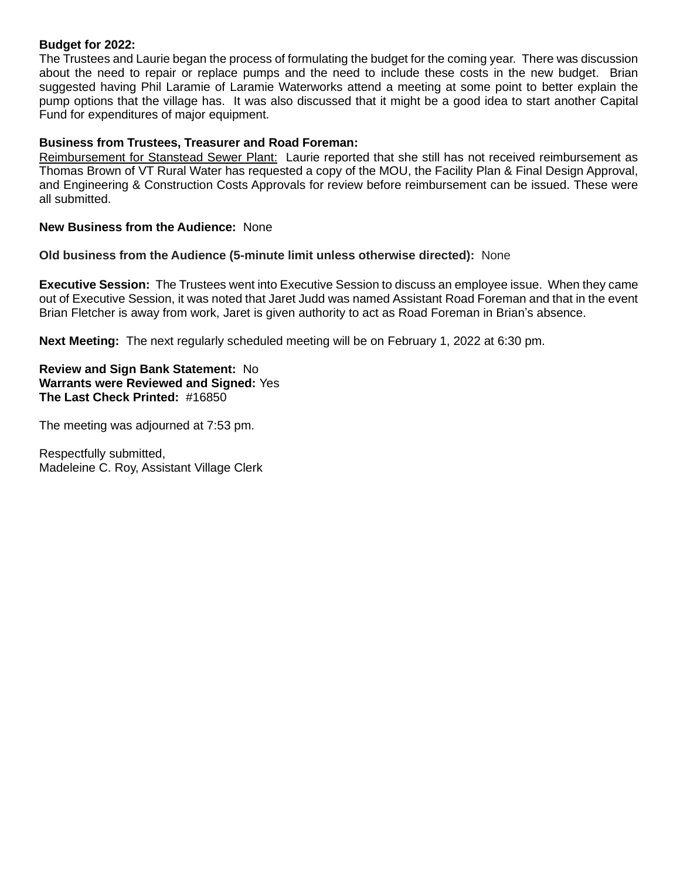**Budget for 2022:**
The Trustees and Laurie began the process of formulating the budget for the coming year. There was discussion about the need to repair or replace pumps and the need to include these costs in the new budget. Brian suggested having Phil Laramie of Laramie Waterworks attend a meeting at some point to better explain the pump options that the village has. It was also discussed that it might be a good idea to start another Capital Fund for expenditures of major equipment.

**Business from Trustees, Treasurer and Road Foreman:**
Reimbursement for Stanstead Sewer Plant: Laurie reported that she still has not received reimbursement as Thomas Brown of VT Rural Water has requested a copy of the MOU, the Facility Plan & Final Design Approval, and Engineering & Construction Costs Approvals for review before reimbursement can be issued. These were all submitted.

**New Business from the Audience:** None

**Old business from the Audience (5-minute limit unless otherwise directed):** None

**Executive Session:** The Trustees went into Executive Session to discuss an employee issue. When they came out of Executive Session, it was noted that Jaret Judd was named Assistant Road Foreman and that in the event Brian Fletcher is away from work, Jaret is given authority to act as Road Foreman in Brian's absence.

**Next Meeting:** The next regularly scheduled meeting will be on February 1, 2022 at 6:30 pm.

**Review and Sign Bank Statement:** No
**Warrants were Reviewed and Signed:** Yes
**The Last Check Printed:** #16850

The meeting was adjourned at 7:53 pm.

Respectfully submitted,
Madeleine C. Roy, Assistant Village Clerk